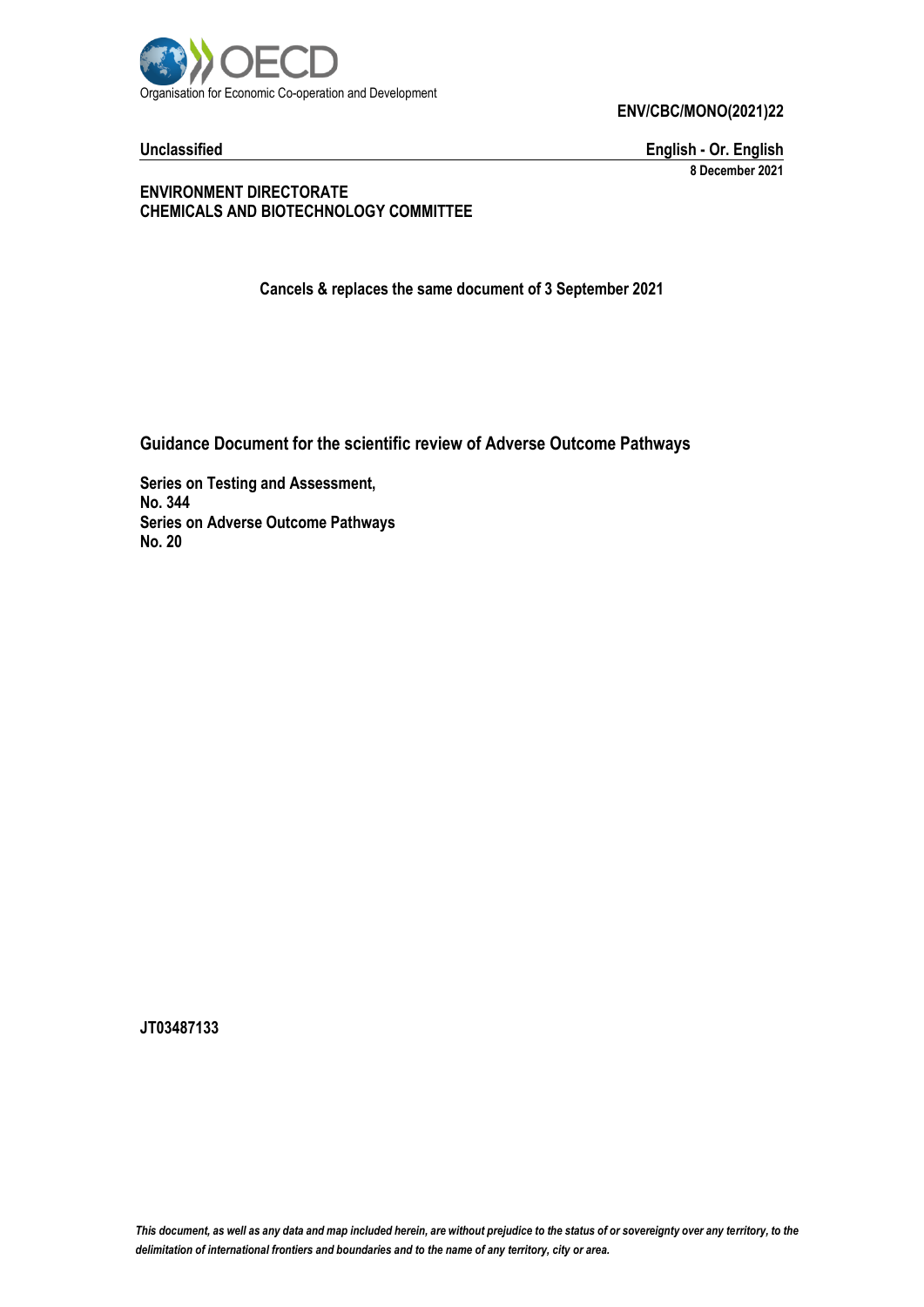Organisation for Economic Co-operation and Development

**ENV/CBC/MONO(2021)22**

**Unclassified** **English - Or. English**

**8 December 2021**

**ENVIRONMENT DIRECTORATE**
**CHEMICALS AND BIOTECHNOLOGY COMMITTEE**

**Cancels & replaces the same document of 3 September 2021**

# Guidance Document for the scientific review of Adverse Outcome Pathways

**Series on Testing and Assessment,**
**No. 344**
**Series on Adverse Outcome Pathways**
**No. 20**

**JT03487133**

*This document, as well as any data and map included herein, are without prejudice to the status of or sovereignty over any territory, to the delimitation of international frontiers and boundaries and to the name of any territory, city or area.*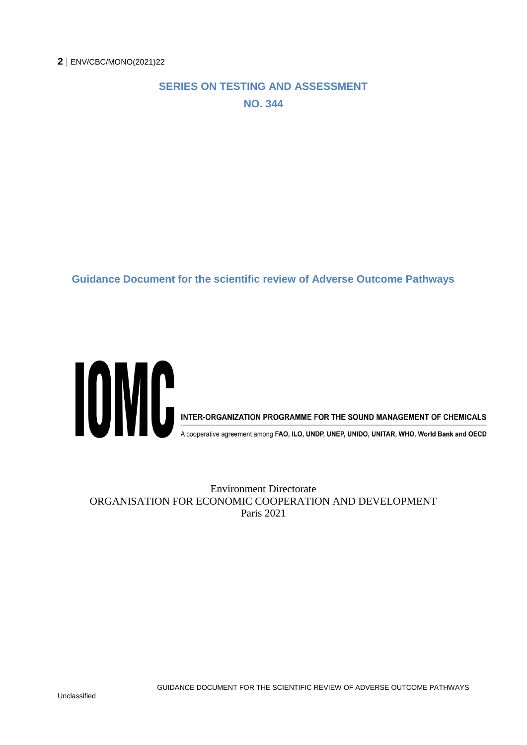**SERIES ON TESTING AND ASSESSMENT**

**NO. 344**

# Guidance Document for the scientific review of Adverse Outcome Pathways

IOMC

INTER-ORGANIZATION PROGRAMME FOR THE SOUND MANAGEMENT OF CHEMICALS

A cooperative agreement among FAO, ILO, UNDP, UNEP, UNIDO, UNITAR, WHO, World Bank and OECD

Environment Directorate
ORGANISATION FOR ECONOMIC COOPERATION AND DEVELOPMENT
Paris 2021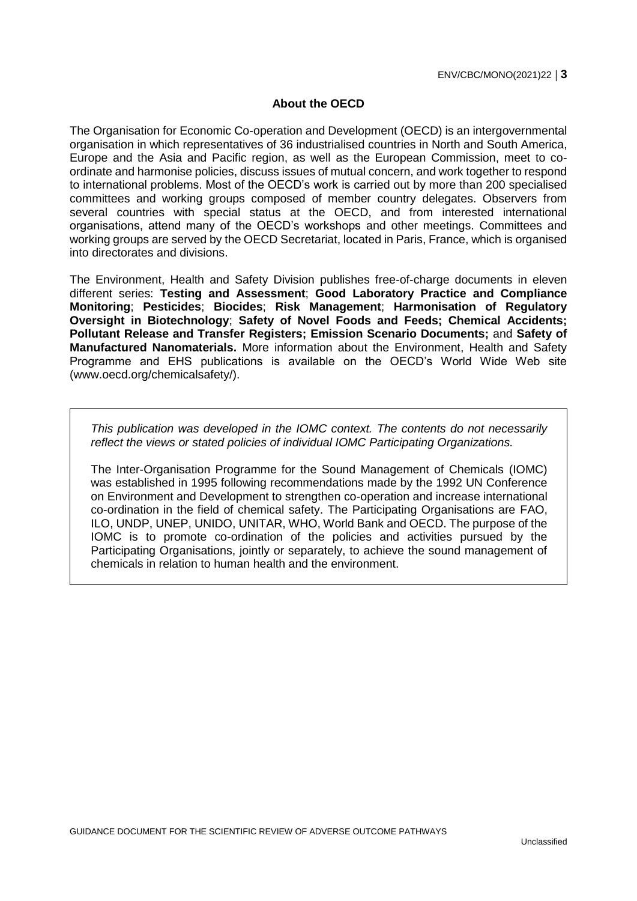## About the OECD

The Organisation for Economic Co-operation and Development (OECD) is an intergovernmental organisation in which representatives of 36 industrialised countries in North and South America, Europe and the Asia and Pacific region, as well as the European Commission, meet to co-ordinate and harmonise policies, discuss issues of mutual concern, and work together to respond to international problems. Most of the OECD's work is carried out by more than 200 specialised committees and working groups composed of member country delegates. Observers from several countries with special status at the OECD, and from interested international organisations, attend many of the OECD's workshops and other meetings. Committees and working groups are served by the OECD Secretariat, located in Paris, France, which is organised into directorates and divisions.

The Environment, Health and Safety Division publishes free-of-charge documents in eleven different series: **Testing and Assessment**; **Good Laboratory Practice and Compliance Monitoring**; **Pesticides**; **Biocides**; **Risk Management**; **Harmonisation of Regulatory Oversight in Biotechnology**; **Safety of Novel Foods and Feeds; Chemical Accidents; Pollutant Release and Transfer Registers; Emission Scenario Documents;** and **Safety of Manufactured Nanomaterials.** More information about the Environment, Health and Safety Programme and EHS publications is available on the OECD's World Wide Web site (www.oecd.org/chemicalsafety/).

*This publication was developed in the IOMC context. The contents do not necessarily reflect the views or stated policies of individual IOMC Participating Organizations.*

The Inter-Organisation Programme for the Sound Management of Chemicals (IOMC) was established in 1995 following recommendations made by the 1992 UN Conference on Environment and Development to strengthen co-operation and increase international co-ordination in the field of chemical safety. The Participating Organisations are FAO, ILO, UNDP, UNEP, UNIDO, UNITAR, WHO, World Bank and OECD. The purpose of the IOMC is to promote co-ordination of the policies and activities pursued by the Participating Organisations, jointly or separately, to achieve the sound management of chemicals in relation to human health and the environment.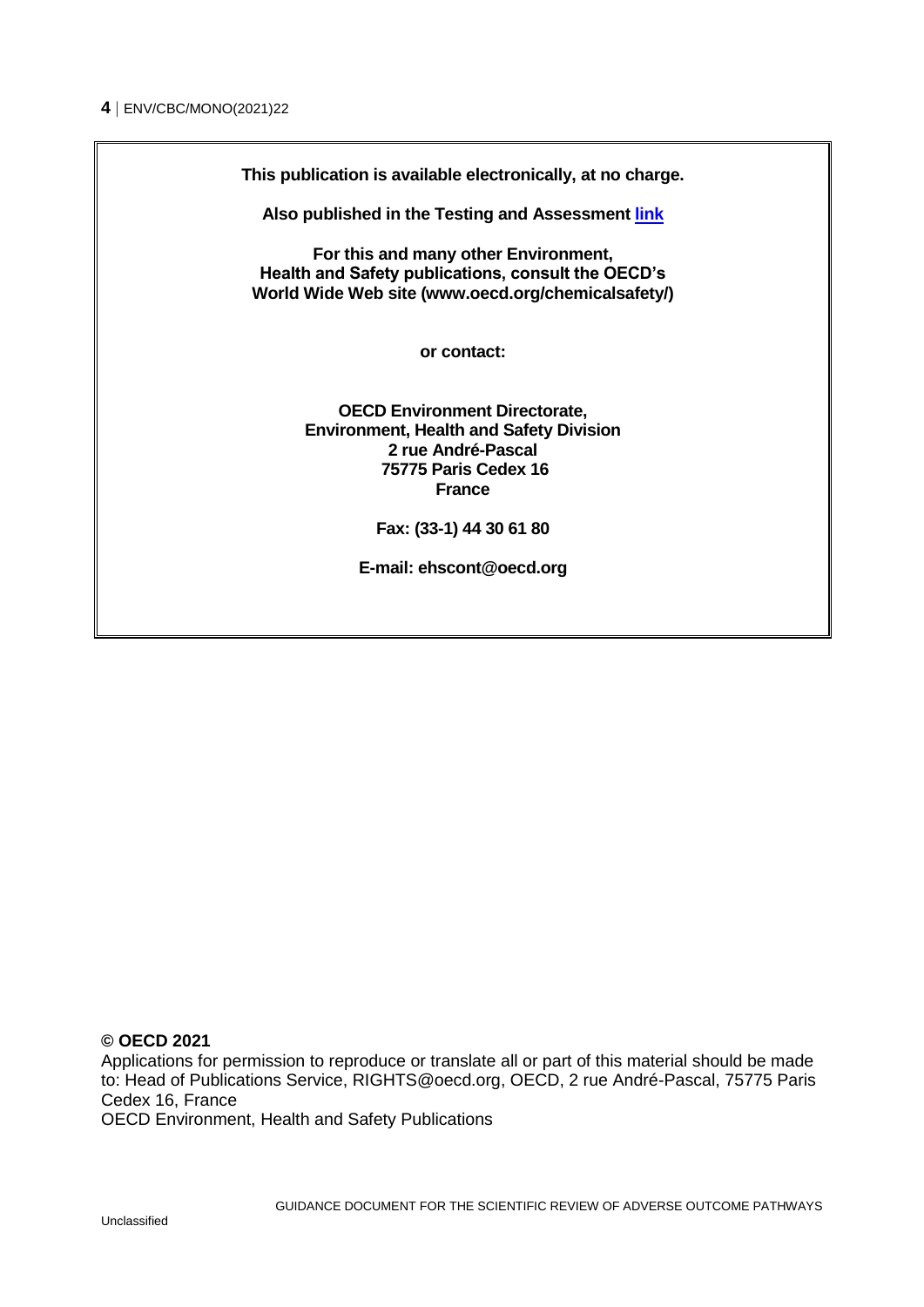**This publication is available electronically, at no charge.**

**Also published in the Testing and Assessment link**

**For this and many other Environment, Health and Safety publications, consult the OECD's World Wide Web site (www.oecd.org/chemicalsafety/)**

**or contact:**

**OECD Environment Directorate,**
**Environment, Health and Safety Division**
**2 rue André-Pascal**
**75775 Paris Cedex 16**
**France**

**Fax: (33-1) 44 30 61 80**

**E-mail: ehscont@oecd.org**

**© OECD 2021**

Applications for permission to reproduce or translate all or part of this material should be made to: Head of Publications Service, RIGHTS@oecd.org, OECD, 2 rue André-Pascal, 75775 Paris Cedex 16, France

OECD Environment, Health and Safety Publications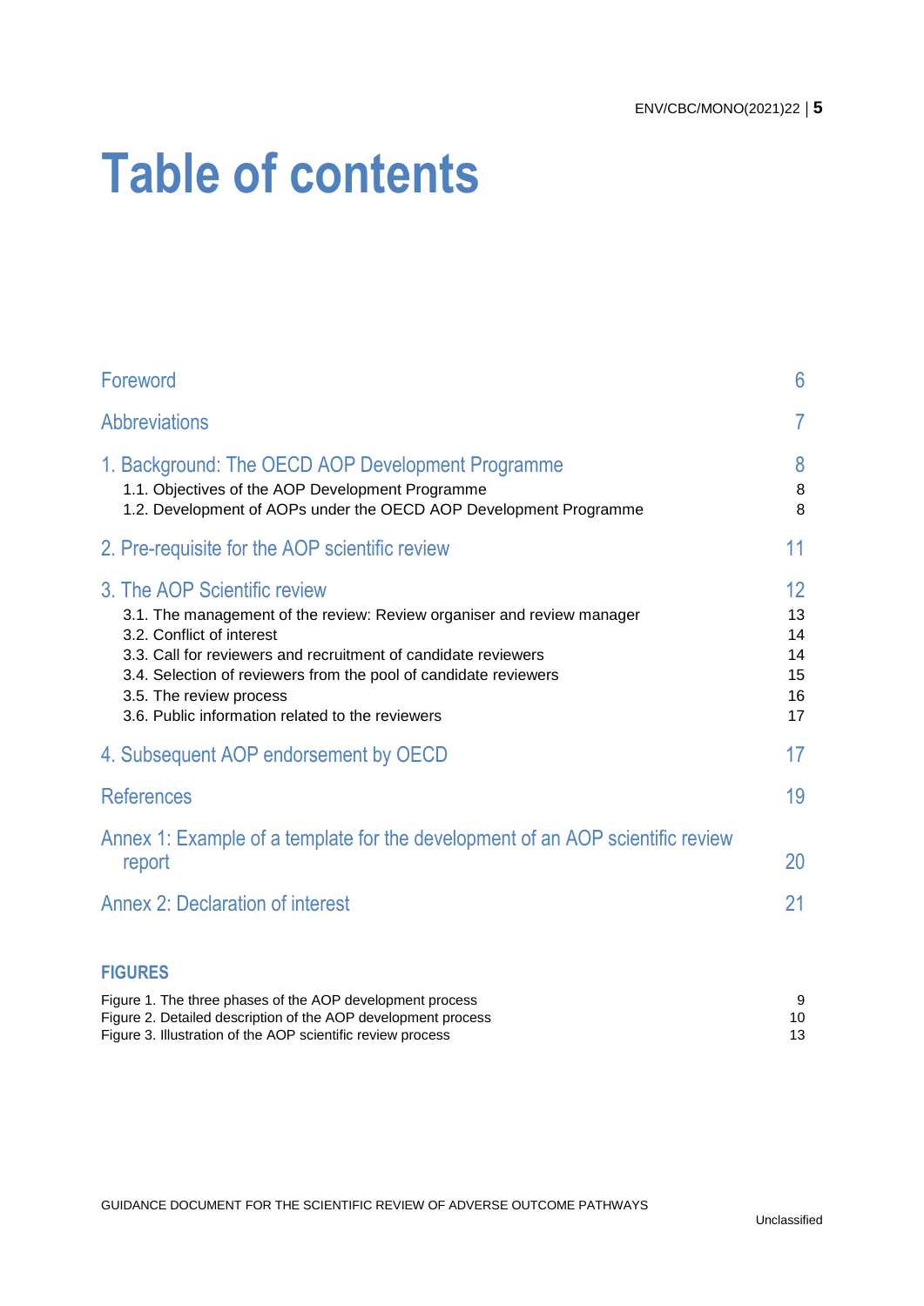# Table of contents

| | |
|---|---|
| Foreword | 6 |
| Abbreviations | 7 |
| 1. Background: The OECD AOP Development Programme | 8 |
| 1.1. Objectives of the AOP Development Programme | 8 |
| 1.2. Development of AOPs under the OECD AOP Development Programme | 8 |
| 2. Pre-requisite for the AOP scientific review | 11 |
| 3. The AOP Scientific review | 12 |
| 3.1. The management of the review: Review organiser and review manager | 13 |
| 3.2. Conflict of interest | 14 |
| 3.3. Call for reviewers and recruitment of candidate reviewers | 14 |
| 3.4. Selection of reviewers from the pool of candidate reviewers | 15 |
| 3.5. The review process | 16 |
| 3.6. Public information related to the reviewers | 17 |
| 4. Subsequent AOP endorsement by OECD | 17 |
| References | 19 |
| Annex 1: Example of a template for the development of an AOP scientific review report | 20 |
| Annex 2: Declaration of interest | 21 |

**FIGURES**

| | |
|---|---|
| Figure 1. The three phases of the AOP development process | 9 |
| Figure 2. Detailed description of the AOP development process | 10 |
| Figure 3. Illustration of the AOP scientific review process | 13 |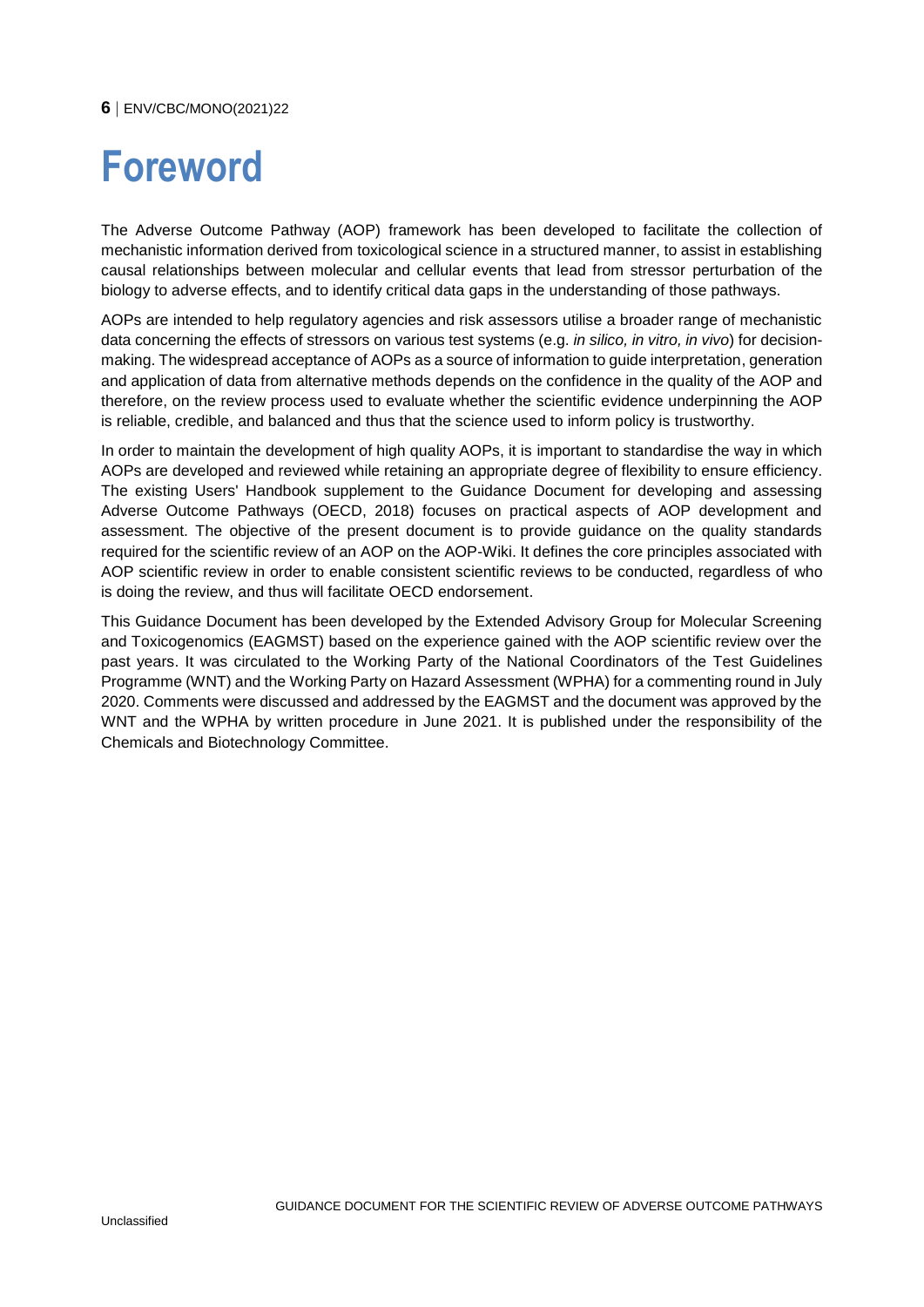# Foreword

The Adverse Outcome Pathway (AOP) framework has been developed to facilitate the collection of mechanistic information derived from toxicological science in a structured manner, to assist in establishing causal relationships between molecular and cellular events that lead from stressor perturbation of the biology to adverse effects, and to identify critical data gaps in the understanding of those pathways.

AOPs are intended to help regulatory agencies and risk assessors utilise a broader range of mechanistic data concerning the effects of stressors on various test systems (e.g. *in silico, in vitro, in vivo*) for decision-making. The widespread acceptance of AOPs as a source of information to guide interpretation, generation and application of data from alternative methods depends on the confidence in the quality of the AOP and therefore, on the review process used to evaluate whether the scientific evidence underpinning the AOP is reliable, credible, and balanced and thus that the science used to inform policy is trustworthy.

In order to maintain the development of high quality AOPs, it is important to standardise the way in which AOPs are developed and reviewed while retaining an appropriate degree of flexibility to ensure efficiency. The existing Users' Handbook supplement to the Guidance Document for developing and assessing Adverse Outcome Pathways (OECD, 2018) focuses on practical aspects of AOP development and assessment. The objective of the present document is to provide guidance on the quality standards required for the scientific review of an AOP on the AOP-Wiki. It defines the core principles associated with AOP scientific review in order to enable consistent scientific reviews to be conducted, regardless of who is doing the review, and thus will facilitate OECD endorsement.

This Guidance Document has been developed by the Extended Advisory Group for Molecular Screening and Toxicogenomics (EAGMST) based on the experience gained with the AOP scientific review over the past years. It was circulated to the Working Party of the National Coordinators of the Test Guidelines Programme (WNT) and the Working Party on Hazard Assessment (WPHA) for a commenting round in July 2020. Comments were discussed and addressed by the EAGMST and the document was approved by the WNT and the WPHA by written procedure in June 2021. It is published under the responsibility of the Chemicals and Biotechnology Committee.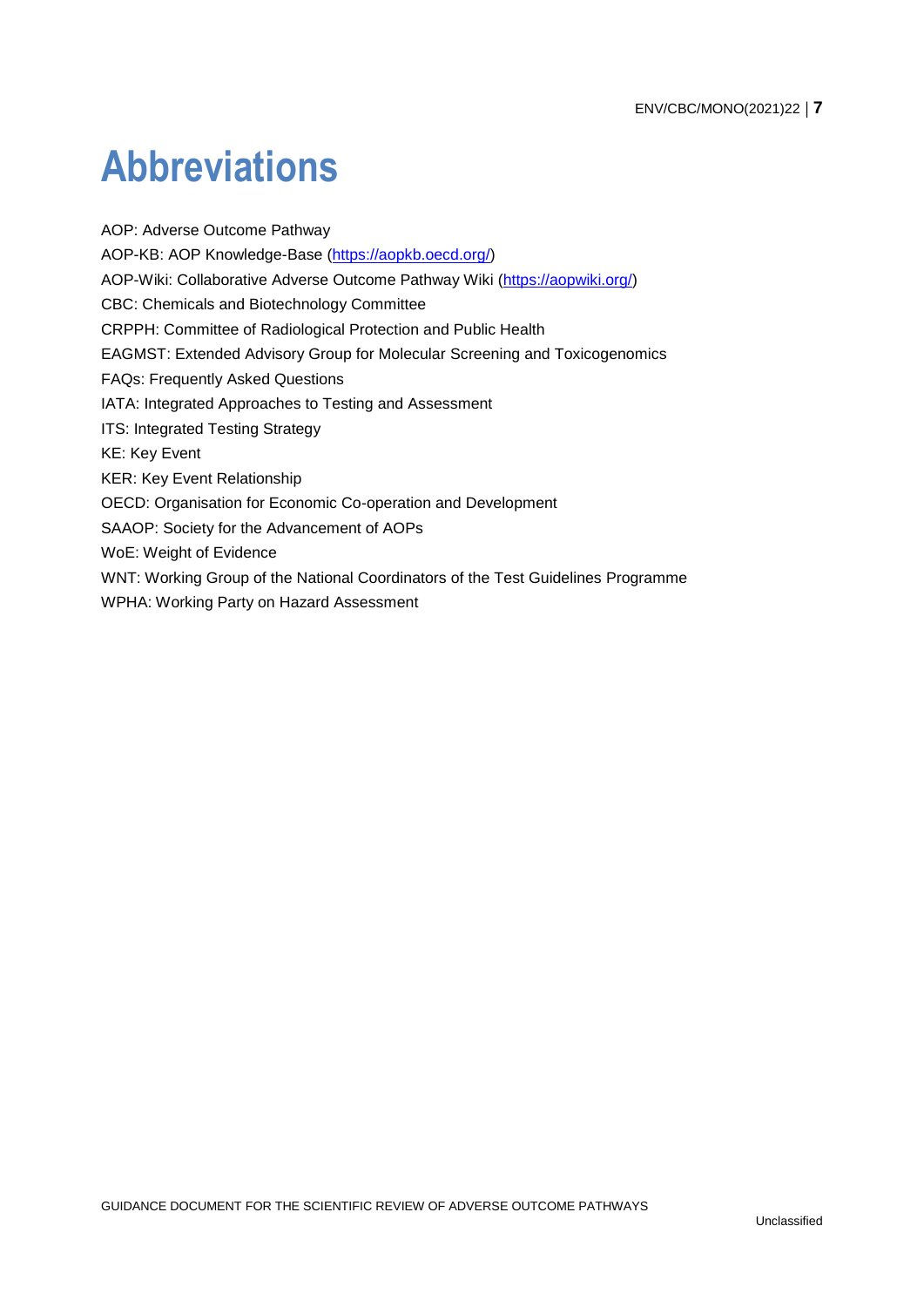# Abbreviations

AOP: Adverse Outcome Pathway

AOP-KB: AOP Knowledge-Base (https://aopkb.oecd.org/)

AOP-Wiki: Collaborative Adverse Outcome Pathway Wiki (https://aopwiki.org/)

CBC: Chemicals and Biotechnology Committee

CRPPH: Committee of Radiological Protection and Public Health

EAGMST: Extended Advisory Group for Molecular Screening and Toxicogenomics

FAQs: Frequently Asked Questions

IATA: Integrated Approaches to Testing and Assessment

ITS: Integrated Testing Strategy

KE: Key Event

KER: Key Event Relationship

OECD: Organisation for Economic Co-operation and Development

SAAOP: Society for the Advancement of AOPs

WoE: Weight of Evidence

WNT: Working Group of the National Coordinators of the Test Guidelines Programme

WPHA: Working Party on Hazard Assessment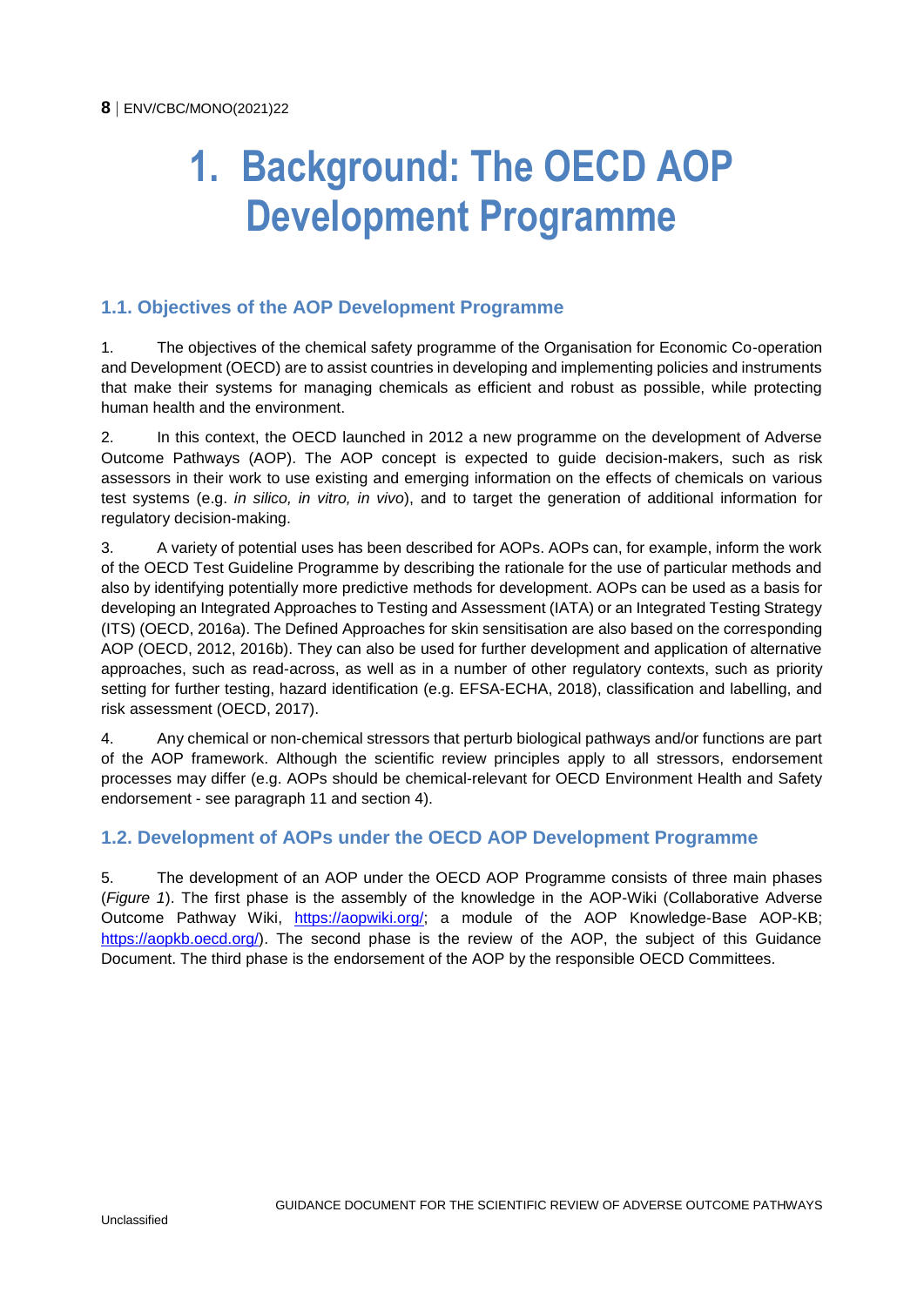# 1. Background: The OECD AOP Development Programme

## 1.1. Objectives of the AOP Development Programme

1. The objectives of the chemical safety programme of the Organisation for Economic Co-operation and Development (OECD) are to assist countries in developing and implementing policies and instruments that make their systems for managing chemicals as efficient and robust as possible, while protecting human health and the environment.

2. In this context, the OECD launched in 2012 a new programme on the development of Adverse Outcome Pathways (AOP). The AOP concept is expected to guide decision-makers, such as risk assessors in their work to use existing and emerging information on the effects of chemicals on various test systems (e.g. *in silico, in vitro, in vivo*), and to target the generation of additional information for regulatory decision-making.

3. A variety of potential uses has been described for AOPs. AOPs can, for example, inform the work of the OECD Test Guideline Programme by describing the rationale for the use of particular methods and also by identifying potentially more predictive methods for development. AOPs can be used as a basis for developing an Integrated Approaches to Testing and Assessment (IATA) or an Integrated Testing Strategy (ITS) (OECD, 2016a). The Defined Approaches for skin sensitisation are also based on the corresponding AOP (OECD, 2012, 2016b). They can also be used for further development and application of alternative approaches, such as read-across, as well as in a number of other regulatory contexts, such as priority setting for further testing, hazard identification (e.g. EFSA-ECHA, 2018), classification and labelling, and risk assessment (OECD, 2017).

4. Any chemical or non-chemical stressors that perturb biological pathways and/or functions are part of the AOP framework. Although the scientific review principles apply to all stressors, endorsement processes may differ (e.g. AOPs should be chemical-relevant for OECD Environment Health and Safety endorsement - see paragraph 11 and section 4).

## 1.2. Development of AOPs under the OECD AOP Development Programme

5. The development of an AOP under the OECD AOP Programme consists of three main phases (*Figure 1*). The first phase is the assembly of the knowledge in the AOP-Wiki (Collaborative Adverse Outcome Pathway Wiki, https://aopwiki.org/; a module of the AOP Knowledge-Base AOP-KB; https://aopkb.oecd.org/). The second phase is the review of the AOP, the subject of this Guidance Document. The third phase is the endorsement of the AOP by the responsible OECD Committees.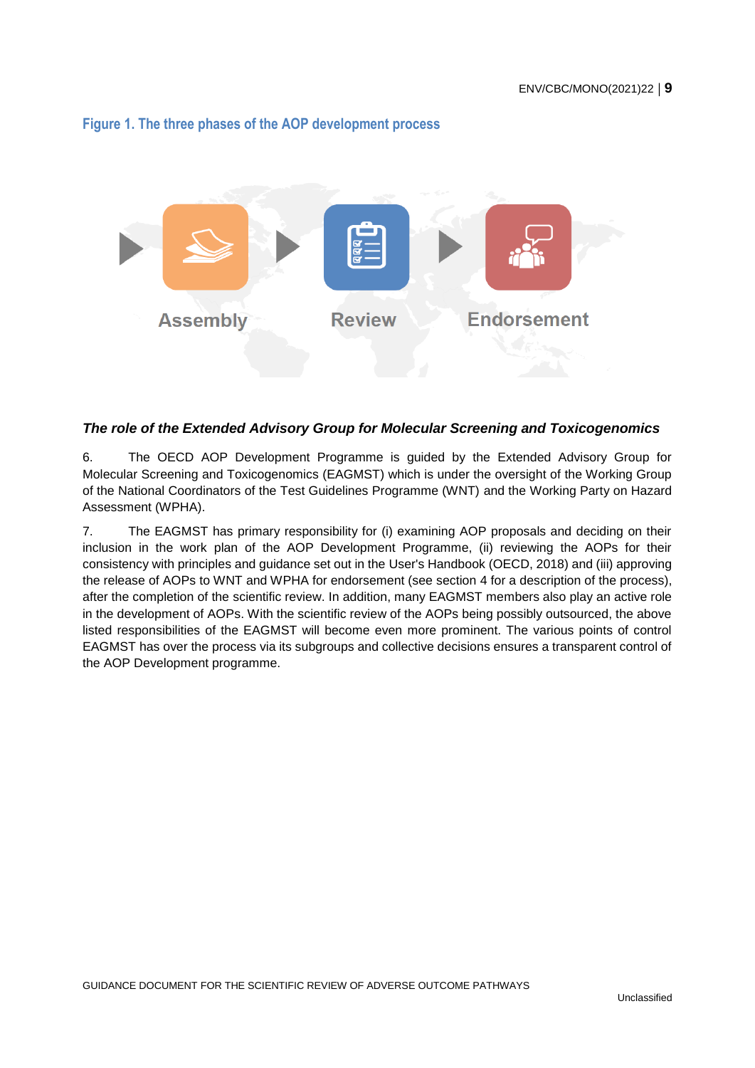**Figure 1. The three phases of the AOP development process**

Assembly → Review → Endorsement

### *The role of the Extended Advisory Group for Molecular Screening and Toxicogenomics*

6. The OECD AOP Development Programme is guided by the Extended Advisory Group for Molecular Screening and Toxicogenomics (EAGMST) which is under the oversight of the Working Group of the National Coordinators of the Test Guidelines Programme (WNT) and the Working Party on Hazard Assessment (WPHA).

7. The EAGMST has primary responsibility for (i) examining AOP proposals and deciding on their inclusion in the work plan of the AOP Development Programme, (ii) reviewing the AOPs for their consistency with principles and guidance set out in the User's Handbook (OECD, 2018) and (iii) approving the release of AOPs to WNT and WPHA for endorsement (see section 4 for a description of the process), after the completion of the scientific review. In addition, many EAGMST members also play an active role in the development of AOPs. With the scientific review of the AOPs being possibly outsourced, the above listed responsibilities of the EAGMST will become even more prominent. The various points of control EAGMST has over the process via its subgroups and collective decisions ensures a transparent control of the AOP Development programme.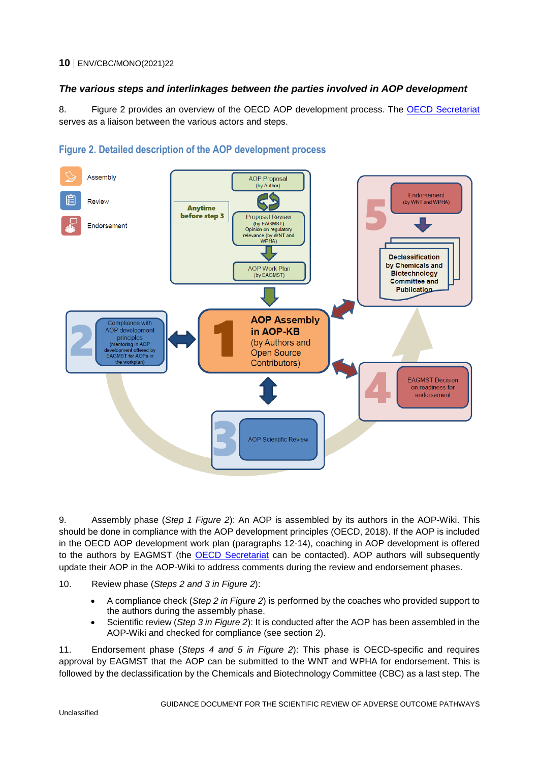### *The various steps and interlinkages between the parties involved in AOP development*

8. Figure 2 provides an overview of the OECD AOP development process. The OECD Secretariat serves as a liaison between the various actors and steps.

#### Figure 2. Detailed description of the AOP development process

Assembly

Review

Endorsement

Anytime before step 3

AOP Proposal (by Author)

Proposal Review (by EAGMST) Opinion on regulatory relevance (by WNT and WPHA)

AOP Work Plan (by EAGMST)

5 Endorsement (by WNT and WPHA)

Declassification by Chemicals and Biotechnology Committee and Publication

2 Compliance with AOP development principles (mentoring in AOP development offered by EAGMST for AOPs in the workplan)

1 AOP Assembly in AOP-KB (by Authors and Open Source Contributors)

4 EAGMST Decision on readiness for endorsement

3 AOP Scientific Review

9. Assembly phase (*Step 1 Figure 2*): An AOP is assembled by its authors in the AOP-Wiki. This should be done in compliance with the AOP development principles (OECD, 2018). If the AOP is included in the OECD AOP development work plan (paragraphs 12-14), coaching in AOP development is offered to the authors by EAGMST (the OECD Secretariat can be contacted). AOP authors will subsequently update their AOP in the AOP-Wiki to address comments during the review and endorsement phases.

10. Review phase (*Steps 2 and 3 in Figure 2*):

- A compliance check (*Step 2 in Figure 2*) is performed by the coaches who provided support to the authors during the assembly phase.
- Scientific review (*Step 3 in Figure 2*): It is conducted after the AOP has been assembled in the AOP-Wiki and checked for compliance (see section 2).

11. Endorsement phase (*Steps 4 and 5 in Figure 2*): This phase is OECD-specific and requires approval by EAGMST that the AOP can be submitted to the WNT and WPHA for endorsement. This is followed by the declassification by the Chemicals and Biotechnology Committee (CBC) as a last step. The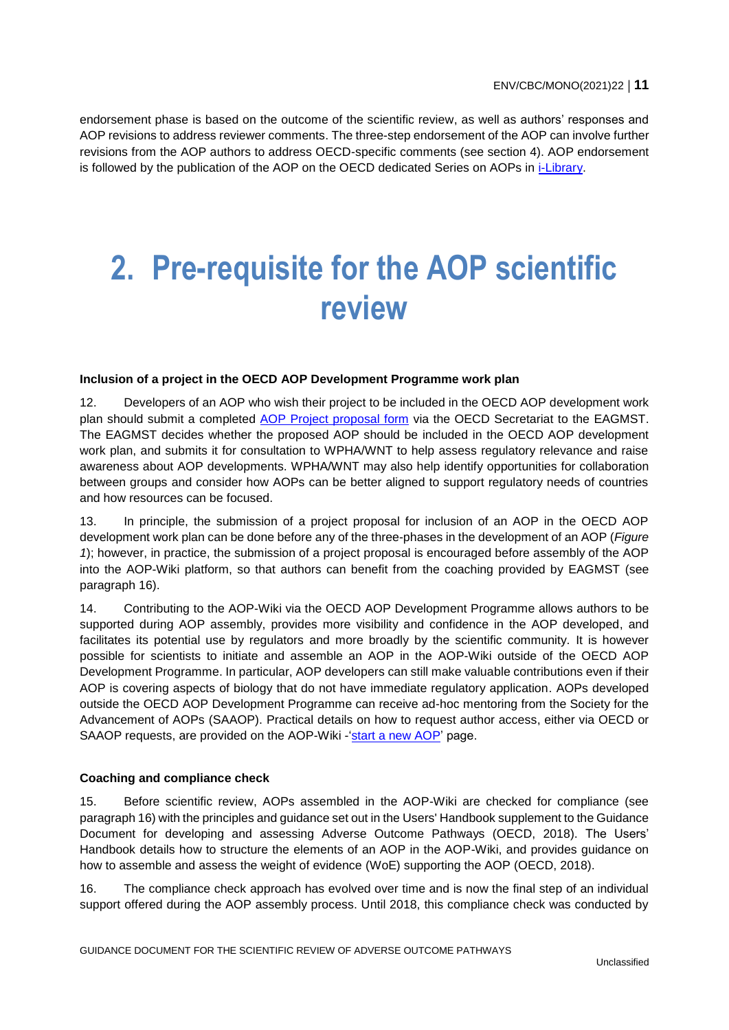endorsement phase is based on the outcome of the scientific review, as well as authors' responses and AOP revisions to address reviewer comments. The three-step endorsement of the AOP can involve further revisions from the AOP authors to address OECD-specific comments (see section 4). AOP endorsement is followed by the publication of the AOP on the OECD dedicated Series on AOPs in i-Library.

# 2. Pre-requisite for the AOP scientific review

### Inclusion of a project in the OECD AOP Development Programme work plan

12. Developers of an AOP who wish their project to be included in the OECD AOP development work plan should submit a completed AOP Project proposal form via the OECD Secretariat to the EAGMST. The EAGMST decides whether the proposed AOP should be included in the OECD AOP development work plan, and submits it for consultation to WPHA/WNT to help assess regulatory relevance and raise awareness about AOP developments. WPHA/WNT may also help identify opportunities for collaboration between groups and consider how AOPs can be better aligned to support regulatory needs of countries and how resources can be focused.

13. In principle, the submission of a project proposal for inclusion of an AOP in the OECD AOP development work plan can be done before any of the three-phases in the development of an AOP (*Figure 1*); however, in practice, the submission of a project proposal is encouraged before assembly of the AOP into the AOP-Wiki platform, so that authors can benefit from the coaching provided by EAGMST (see paragraph 16).

14. Contributing to the AOP-Wiki via the OECD AOP Development Programme allows authors to be supported during AOP assembly, provides more visibility and confidence in the AOP developed, and facilitates its potential use by regulators and more broadly by the scientific community. It is however possible for scientists to initiate and assemble an AOP in the AOP-Wiki outside of the OECD AOP Development Programme. In particular, AOP developers can still make valuable contributions even if their AOP is covering aspects of biology that do not have immediate regulatory application. AOPs developed outside the OECD AOP Development Programme can receive ad-hoc mentoring from the Society for the Advancement of AOPs (SAAOP). Practical details on how to request author access, either via OECD or SAAOP requests, are provided on the AOP-Wiki -'start a new AOP' page.

### Coaching and compliance check

15. Before scientific review, AOPs assembled in the AOP-Wiki are checked for compliance (see paragraph 16) with the principles and guidance set out in the Users' Handbook supplement to the Guidance Document for developing and assessing Adverse Outcome Pathways (OECD, 2018). The Users' Handbook details how to structure the elements of an AOP in the AOP-Wiki, and provides guidance on how to assemble and assess the weight of evidence (WoE) supporting the AOP (OECD, 2018).

16. The compliance check approach has evolved over time and is now the final step of an individual support offered during the AOP assembly process. Until 2018, this compliance check was conducted by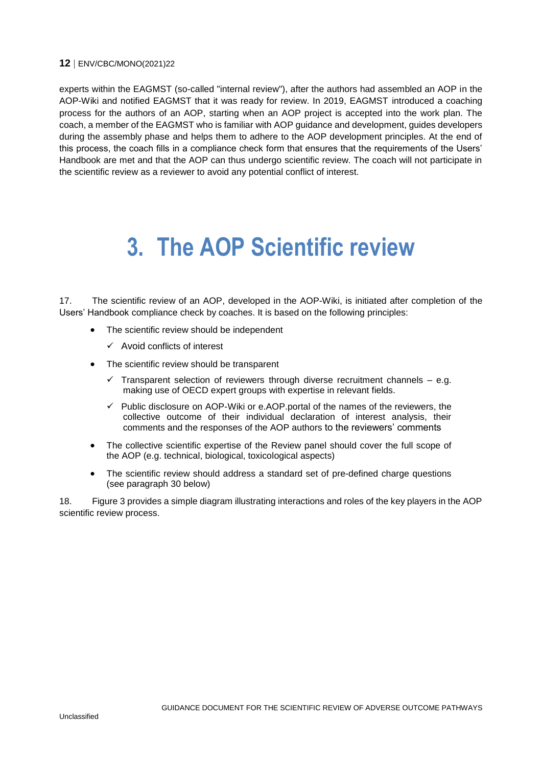experts within the EAGMST (so-called "internal review"), after the authors had assembled an AOP in the AOP-Wiki and notified EAGMST that it was ready for review. In 2019, EAGMST introduced a coaching process for the authors of an AOP, starting when an AOP project is accepted into the work plan. The coach, a member of the EAGMST who is familiar with AOP guidance and development, guides developers during the assembly phase and helps them to adhere to the AOP development principles. At the end of this process, the coach fills in a compliance check form that ensures that the requirements of the Users' Handbook are met and that the AOP can thus undergo scientific review. The coach will not participate in the scientific review as a reviewer to avoid any potential conflict of interest.

# 3. The AOP Scientific review

17. The scientific review of an AOP, developed in the AOP-Wiki, is initiated after completion of the Users' Handbook compliance check by coaches. It is based on the following principles:

- The scientific review should be independent
  - ✓ Avoid conflicts of interest
- The scientific review should be transparent
  - ✓ Transparent selection of reviewers through diverse recruitment channels – e.g. making use of OECD expert groups with expertise in relevant fields.
  - ✓ Public disclosure on AOP-Wiki or e.AOP.portal of the names of the reviewers, the collective outcome of their individual declaration of interest analysis, their comments and the responses of the AOP authors to the reviewers' comments
- The collective scientific expertise of the Review panel should cover the full scope of the AOP (e.g. technical, biological, toxicological aspects)
- The scientific review should address a standard set of pre-defined charge questions (see paragraph 30 below)

18. Figure 3 provides a simple diagram illustrating interactions and roles of the key players in the AOP scientific review process.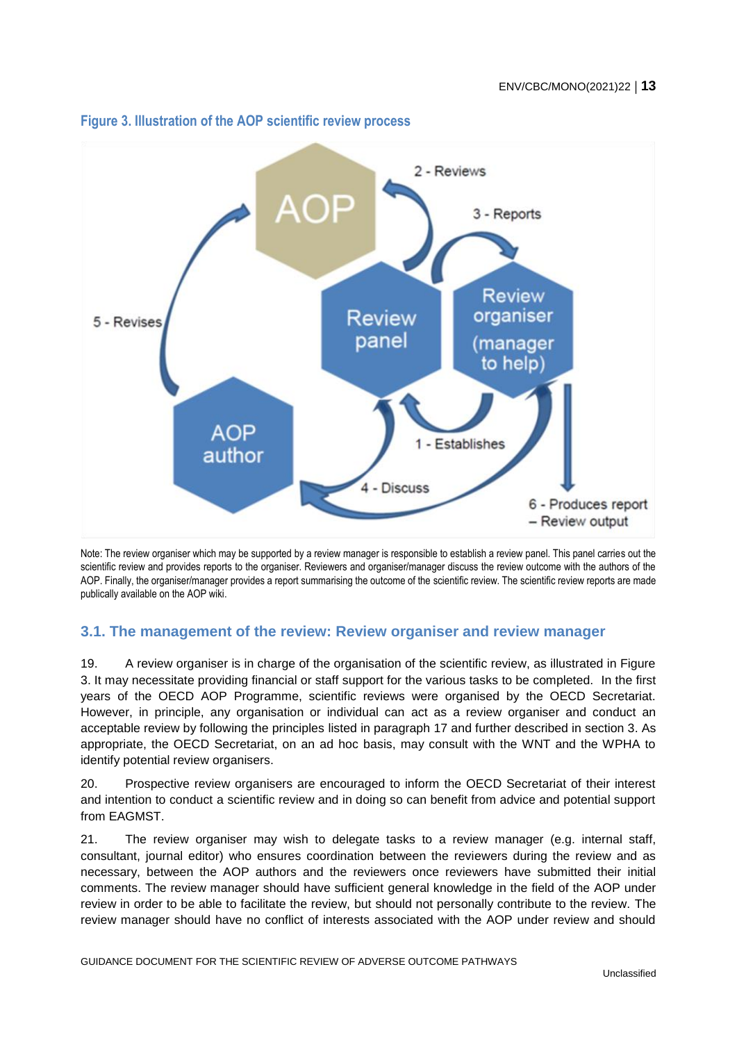**Figure 3. Illustration of the AOP scientific review process**

Note: The review organiser which may be supported by a review manager is responsible to establish a review panel. This panel carries out the scientific review and provides reports to the organiser. Reviewers and organiser/manager discuss the review outcome with the authors of the AOP. Finally, the organiser/manager provides a report summarising the outcome of the scientific review. The scientific review reports are made publically available on the AOP wiki.

## 3.1. The management of the review: Review organiser and review manager

19. A review organiser is in charge of the organisation of the scientific review, as illustrated in Figure 3. It may necessitate providing financial or staff support for the various tasks to be completed. In the first years of the OECD AOP Programme, scientific reviews were organised by the OECD Secretariat. However, in principle, any organisation or individual can act as a review organiser and conduct an acceptable review by following the principles listed in paragraph 17 and further described in section 3. As appropriate, the OECD Secretariat, on an ad hoc basis, may consult with the WNT and the WPHA to identify potential review organisers.

20. Prospective review organisers are encouraged to inform the OECD Secretariat of their interest and intention to conduct a scientific review and in doing so can benefit from advice and potential support from EAGMST.

21. The review organiser may wish to delegate tasks to a review manager (e.g. internal staff, consultant, journal editor) who ensures coordination between the reviewers during the review and as necessary, between the AOP authors and the reviewers once reviewers have submitted their initial comments. The review manager should have sufficient general knowledge in the field of the AOP under review in order to be able to facilitate the review, but should not personally contribute to the review. The review manager should have no conflict of interests associated with the AOP under review and should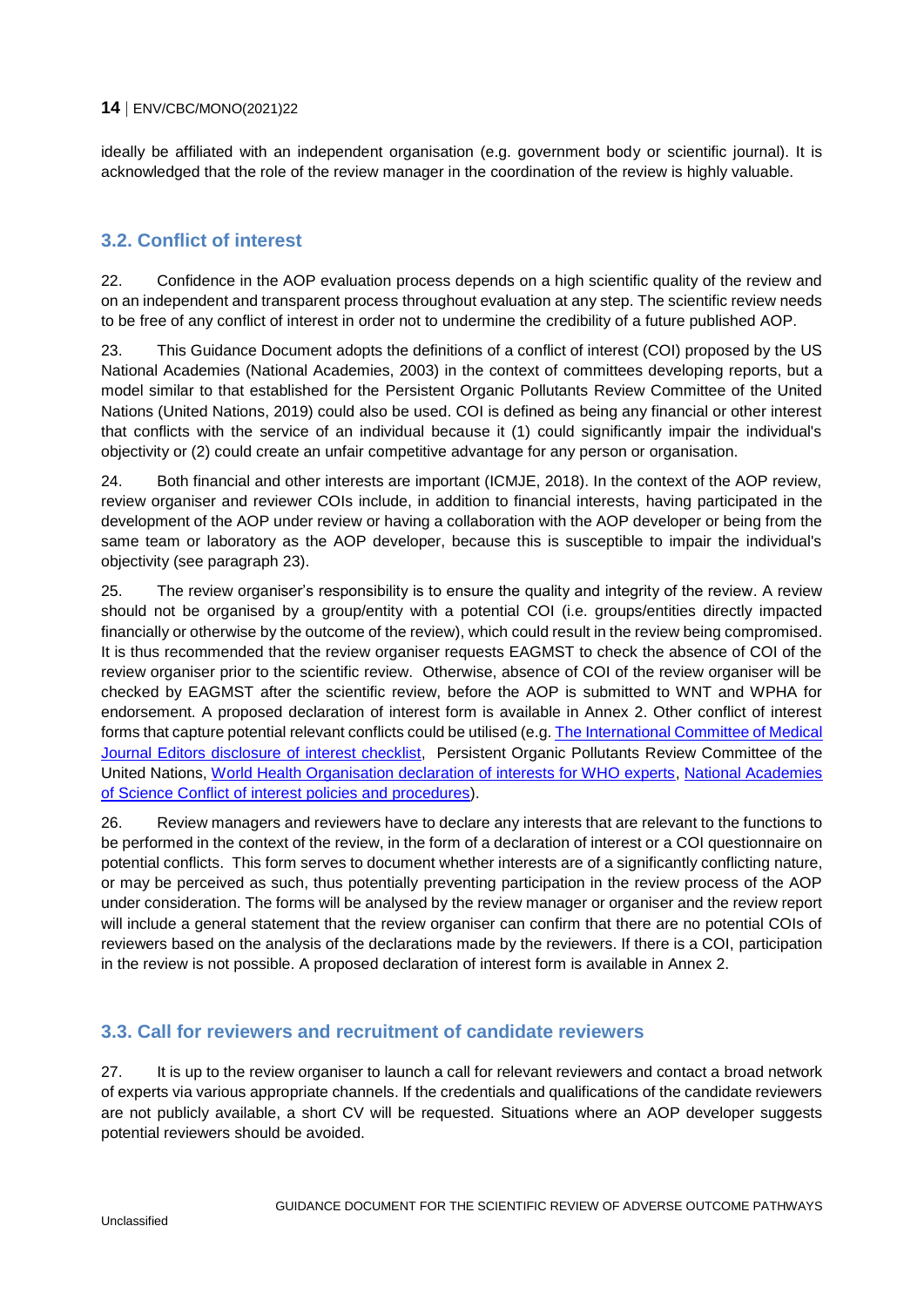ideally be affiliated with an independent organisation (e.g. government body or scientific journal). It is acknowledged that the role of the review manager in the coordination of the review is highly valuable.

## 3.2. Conflict of interest

22. Confidence in the AOP evaluation process depends on a high scientific quality of the review and on an independent and transparent process throughout evaluation at any step. The scientific review needs to be free of any conflict of interest in order not to undermine the credibility of a future published AOP.

23. This Guidance Document adopts the definitions of a conflict of interest (COI) proposed by the US National Academies (National Academies, 2003) in the context of committees developing reports, but a model similar to that established for the Persistent Organic Pollutants Review Committee of the United Nations (United Nations, 2019) could also be used. COI is defined as being any financial or other interest that conflicts with the service of an individual because it (1) could significantly impair the individual's objectivity or (2) could create an unfair competitive advantage for any person or organisation.

24. Both financial and other interests are important (ICMJE, 2018). In the context of the AOP review, review organiser and reviewer COIs include, in addition to financial interests, having participated in the development of the AOP under review or having a collaboration with the AOP developer or being from the same team or laboratory as the AOP developer, because this is susceptible to impair the individual's objectivity (see paragraph 23).

25. The review organiser's responsibility is to ensure the quality and integrity of the review. A review should not be organised by a group/entity with a potential COI (i.e. groups/entities directly impacted financially or otherwise by the outcome of the review), which could result in the review being compromised. It is thus recommended that the review organiser requests EAGMST to check the absence of COI of the review organiser prior to the scientific review. Otherwise, absence of COI of the review organiser will be checked by EAGMST after the scientific review, before the AOP is submitted to WNT and WPHA for endorsement. A proposed declaration of interest form is available in Annex 2. Other conflict of interest forms that capture potential relevant conflicts could be utilised (e.g. The International Committee of Medical Journal Editors disclosure of interest checklist, Persistent Organic Pollutants Review Committee of the United Nations, World Health Organisation declaration of interests for WHO experts, National Academies of Science Conflict of interest policies and procedures).

26. Review managers and reviewers have to declare any interests that are relevant to the functions to be performed in the context of the review, in the form of a declaration of interest or a COI questionnaire on potential conflicts. This form serves to document whether interests are of a significantly conflicting nature, or may be perceived as such, thus potentially preventing participation in the review process of the AOP under consideration. The forms will be analysed by the review manager or organiser and the review report will include a general statement that the review organiser can confirm that there are no potential COIs of reviewers based on the analysis of the declarations made by the reviewers. If there is a COI, participation in the review is not possible. A proposed declaration of interest form is available in Annex 2.

## 3.3. Call for reviewers and recruitment of candidate reviewers

27. It is up to the review organiser to launch a call for relevant reviewers and contact a broad network of experts via various appropriate channels. If the credentials and qualifications of the candidate reviewers are not publicly available, a short CV will be requested. Situations where an AOP developer suggests potential reviewers should be avoided.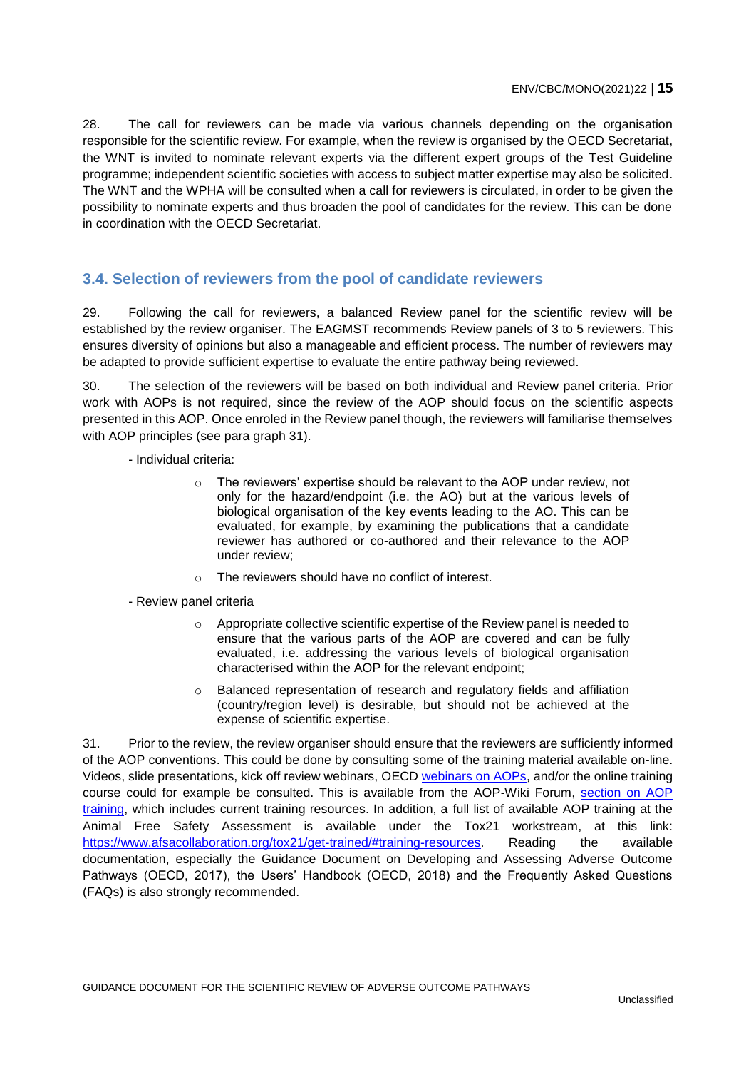28. The call for reviewers can be made via various channels depending on the organisation responsible for the scientific review. For example, when the review is organised by the OECD Secretariat, the WNT is invited to nominate relevant experts via the different expert groups of the Test Guideline programme; independent scientific societies with access to subject matter expertise may also be solicited. The WNT and the WPHA will be consulted when a call for reviewers is circulated, in order to be given the possibility to nominate experts and thus broaden the pool of candidates for the review. This can be done in coordination with the OECD Secretariat.

## 3.4. Selection of reviewers from the pool of candidate reviewers

29. Following the call for reviewers, a balanced Review panel for the scientific review will be established by the review organiser. The EAGMST recommends Review panels of 3 to 5 reviewers. This ensures diversity of opinions but also a manageable and efficient process. The number of reviewers may be adapted to provide sufficient expertise to evaluate the entire pathway being reviewed.

30. The selection of the reviewers will be based on both individual and Review panel criteria. Prior work with AOPs is not required, since the review of the AOP should focus on the scientific aspects presented in this AOP. Once enroled in the Review panel though, the reviewers will familiarise themselves with AOP principles (see para graph 31).

- Individual criteria:
    - The reviewers' expertise should be relevant to the AOP under review, not only for the hazard/endpoint (i.e. the AO) but at the various levels of biological organisation of the key events leading to the AO. This can be evaluated, for example, by examining the publications that a candidate reviewer has authored or co-authored and their relevance to the AOP under review;
    - The reviewers should have no conflict of interest.
- Review panel criteria
    - Appropriate collective scientific expertise of the Review panel is needed to ensure that the various parts of the AOP are covered and can be fully evaluated, i.e. addressing the various levels of biological organisation characterised within the AOP for the relevant endpoint;
    - Balanced representation of research and regulatory fields and affiliation (country/region level) is desirable, but should not be achieved at the expense of scientific expertise.

31. Prior to the review, the review organiser should ensure that the reviewers are sufficiently informed of the AOP conventions. This could be done by consulting some of the training material available on-line. Videos, slide presentations, kick off review webinars, OECD webinars on AOPs, and/or the online training course could for example be consulted. This is available from the AOP-Wiki Forum, section on AOP training, which includes current training resources. In addition, a full list of available AOP training at the Animal Free Safety Assessment is available under the Tox21 workstream, at this link: https://www.afsacollaboration.org/tox21/get-trained/#training-resources. Reading the available documentation, especially the Guidance Document on Developing and Assessing Adverse Outcome Pathways (OECD, 2017), the Users' Handbook (OECD, 2018) and the Frequently Asked Questions (FAQs) is also strongly recommended.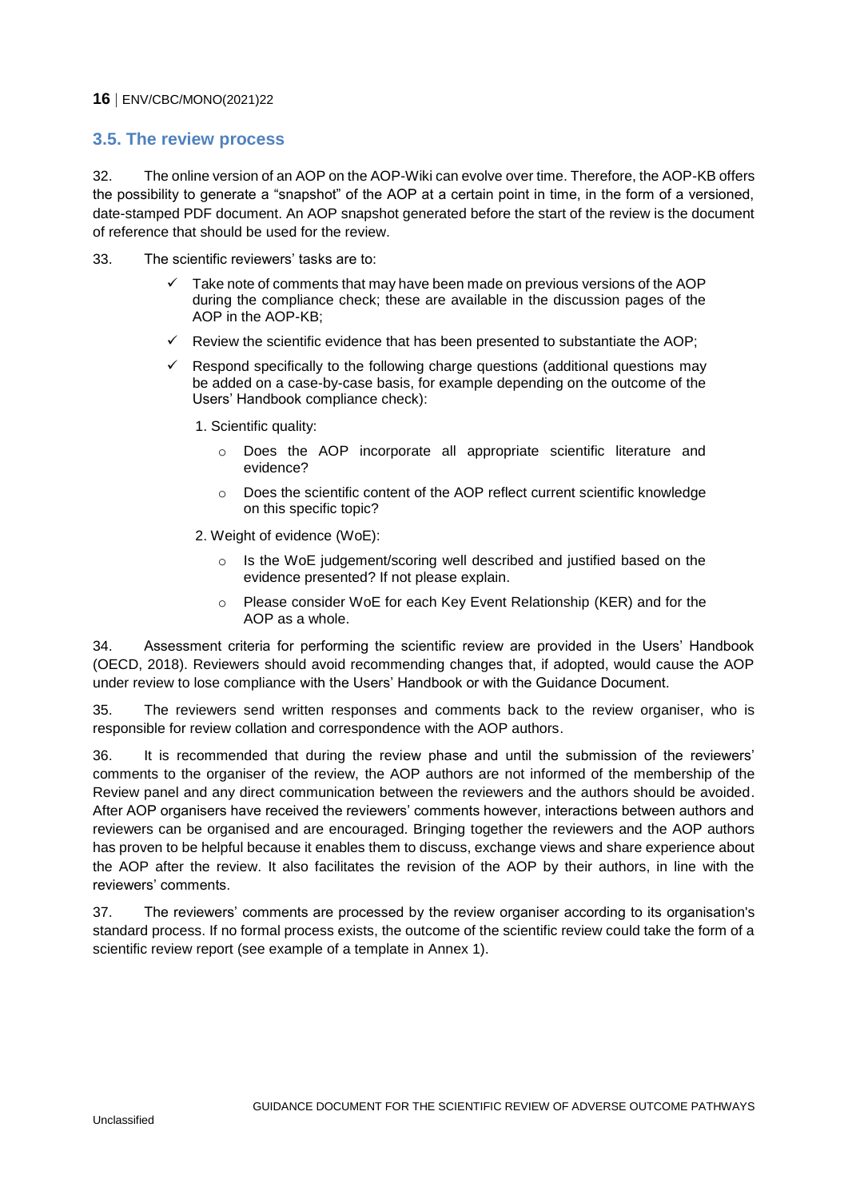## 3.5. The review process

32. The online version of an AOP on the AOP-Wiki can evolve over time. Therefore, the AOP-KB offers the possibility to generate a "snapshot" of the AOP at a certain point in time, in the form of a versioned, date-stamped PDF document. An AOP snapshot generated before the start of the review is the document of reference that should be used for the review.

33. The scientific reviewers' tasks are to:

- ✓ Take note of comments that may have been made on previous versions of the AOP during the compliance check; these are available in the discussion pages of the AOP in the AOP-KB;
- ✓ Review the scientific evidence that has been presented to substantiate the AOP;
- ✓ Respond specifically to the following charge questions (additional questions may be added on a case-by-case basis, for example depending on the outcome of the Users' Handbook compliance check):

  1. Scientific quality:
     - Does the AOP incorporate all appropriate scientific literature and evidence?
     - Does the scientific content of the AOP reflect current scientific knowledge on this specific topic?
  2. Weight of evidence (WoE):
     - Is the WoE judgement/scoring well described and justified based on the evidence presented? If not please explain.
     - Please consider WoE for each Key Event Relationship (KER) and for the AOP as a whole.

34. Assessment criteria for performing the scientific review are provided in the Users' Handbook (OECD, 2018). Reviewers should avoid recommending changes that, if adopted, would cause the AOP under review to lose compliance with the Users' Handbook or with the Guidance Document.

35. The reviewers send written responses and comments back to the review organiser, who is responsible for review collation and correspondence with the AOP authors.

36. It is recommended that during the review phase and until the submission of the reviewers' comments to the organiser of the review, the AOP authors are not informed of the membership of the Review panel and any direct communication between the reviewers and the authors should be avoided. After AOP organisers have received the reviewers' comments however, interactions between authors and reviewers can be organised and are encouraged. Bringing together the reviewers and the AOP authors has proven to be helpful because it enables them to discuss, exchange views and share experience about the AOP after the review. It also facilitates the revision of the AOP by their authors, in line with the reviewers' comments.

37. The reviewers' comments are processed by the review organiser according to its organisation's standard process. If no formal process exists, the outcome of the scientific review could take the form of a scientific review report (see example of a template in Annex 1).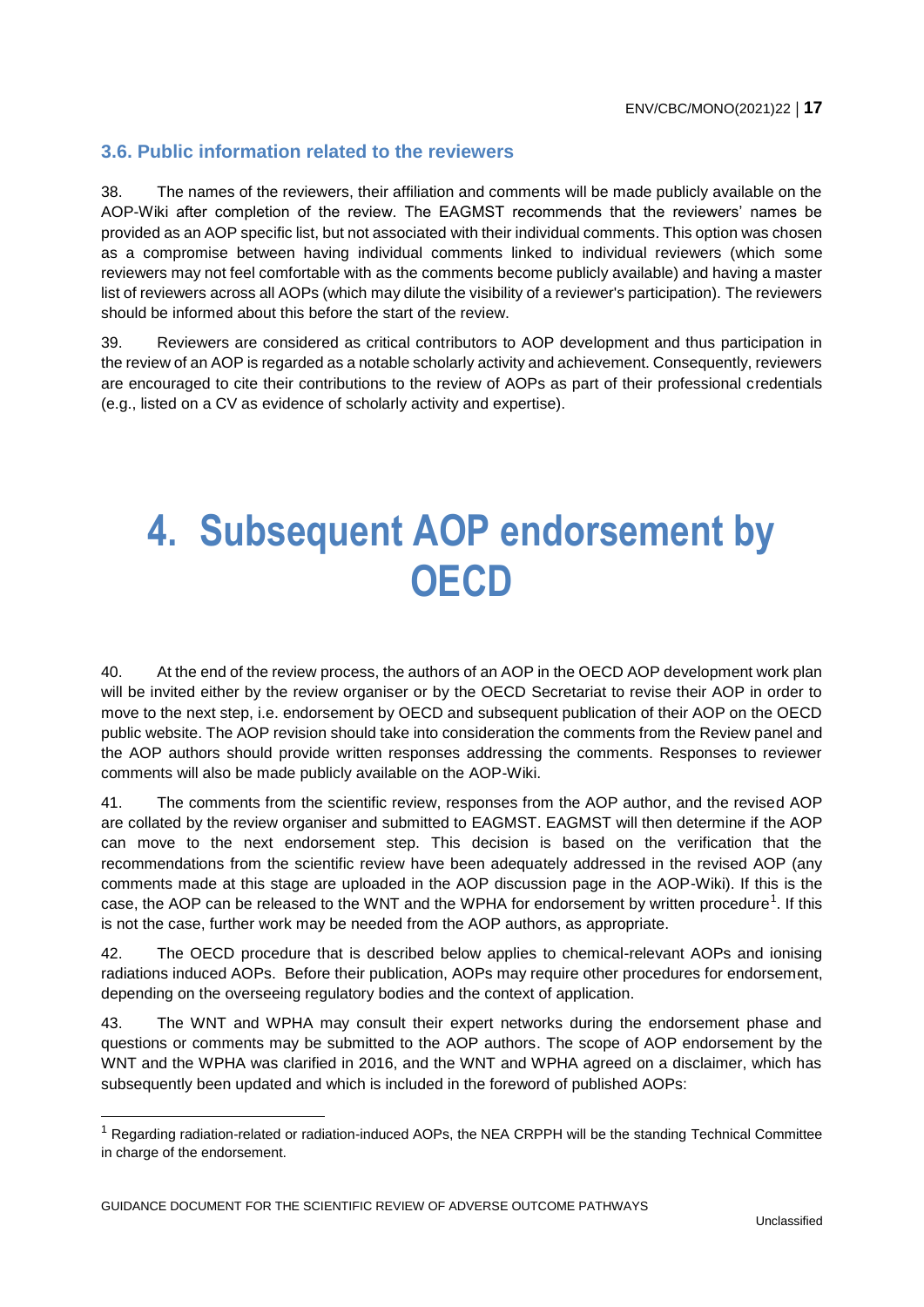### 3.6. Public information related to the reviewers

38. The names of the reviewers, their affiliation and comments will be made publicly available on the AOP-Wiki after completion of the review. The EAGMST recommends that the reviewers' names be provided as an AOP specific list, but not associated with their individual comments. This option was chosen as a compromise between having individual comments linked to individual reviewers (which some reviewers may not feel comfortable with as the comments become publicly available) and having a master list of reviewers across all AOPs (which may dilute the visibility of a reviewer's participation). The reviewers should be informed about this before the start of the review.

39. Reviewers are considered as critical contributors to AOP development and thus participation in the review of an AOP is regarded as a notable scholarly activity and achievement. Consequently, reviewers are encouraged to cite their contributions to the review of AOPs as part of their professional credentials (e.g., listed on a CV as evidence of scholarly activity and expertise).

# 4. Subsequent AOP endorsement by OECD

40. At the end of the review process, the authors of an AOP in the OECD AOP development work plan will be invited either by the review organiser or by the OECD Secretariat to revise their AOP in order to move to the next step, i.e. endorsement by OECD and subsequent publication of their AOP on the OECD public website. The AOP revision should take into consideration the comments from the Review panel and the AOP authors should provide written responses addressing the comments. Responses to reviewer comments will also be made publicly available on the AOP-Wiki.

41. The comments from the scientific review, responses from the AOP author, and the revised AOP are collated by the review organiser and submitted to EAGMST. EAGMST will then determine if the AOP can move to the next endorsement step. This decision is based on the verification that the recommendations from the scientific review have been adequately addressed in the revised AOP (any comments made at this stage are uploaded in the AOP discussion page in the AOP-Wiki). If this is the case, the AOP can be released to the WNT and the WPHA for endorsement by written procedure[1]. If this is not the case, further work may be needed from the AOP authors, as appropriate.

42. The OECD procedure that is described below applies to chemical-relevant AOPs and ionising radiations induced AOPs. Before their publication, AOPs may require other procedures for endorsement, depending on the overseeing regulatory bodies and the context of application.

43. The WNT and WPHA may consult their expert networks during the endorsement phase and questions or comments may be submitted to the AOP authors. The scope of AOP endorsement by the WNT and the WPHA was clarified in 2016, and the WNT and WPHA agreed on a disclaimer, which has subsequently been updated and which is included in the foreword of published AOPs:

[1] Regarding radiation-related or radiation-induced AOPs, the NEA CRPPH will be the standing Technical Committee in charge of the endorsement.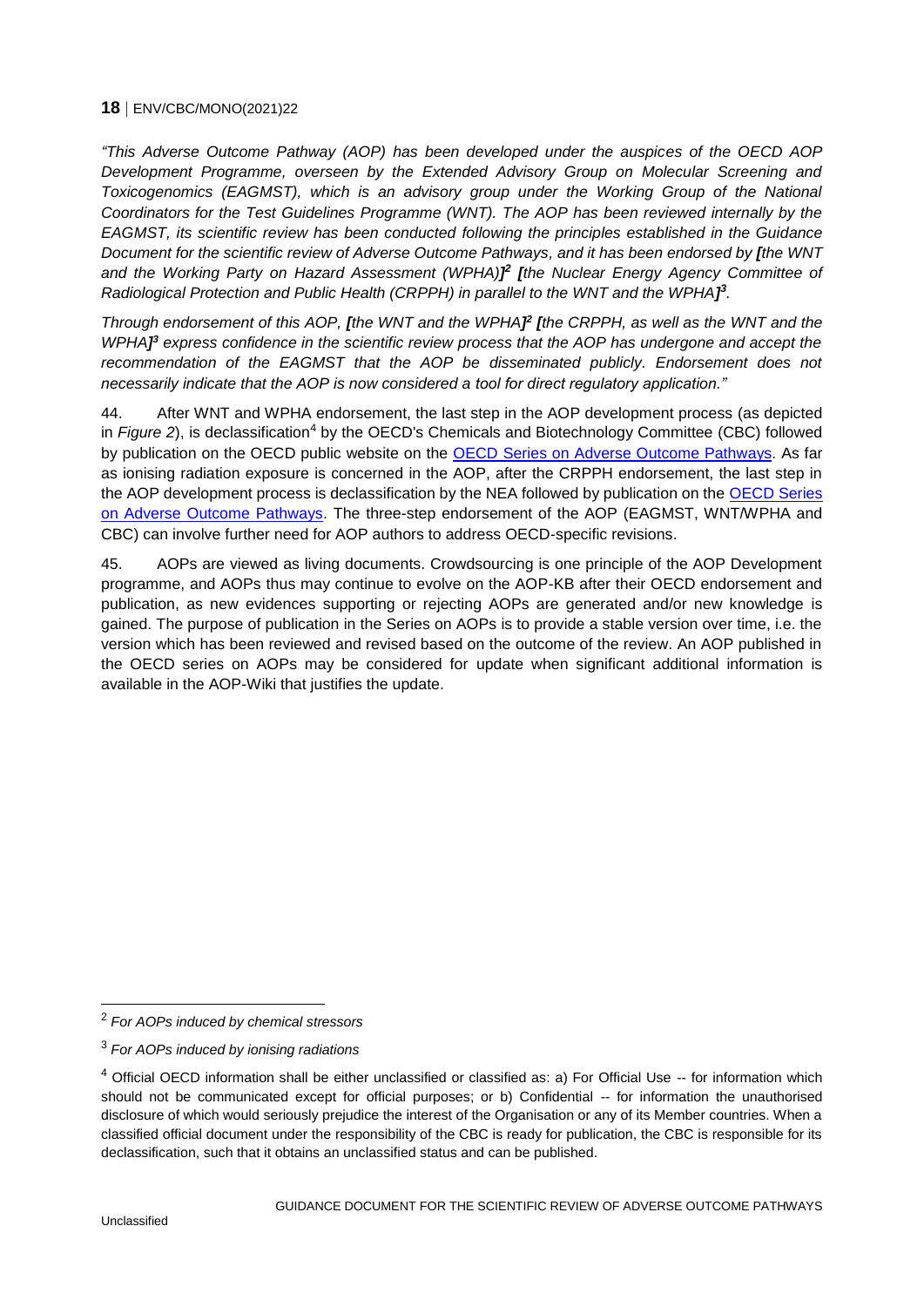*"This Adverse Outcome Pathway (AOP) has been developed under the auspices of the OECD AOP Development Programme, overseen by the Extended Advisory Group on Molecular Screening and Toxicogenomics (EAGMST), which is an advisory group under the Working Group of the National Coordinators for the Test Guidelines Programme (WNT). The AOP has been reviewed internally by the EAGMST, its scientific review has been conducted following the principles established in the Guidance Document for the scientific review of Adverse Outcome Pathways, and it has been endorsed by **[**the WNT and the Working Party on Hazard Assessment (WPHA)**]**[2] **[**the Nuclear Energy Agency Committee of Radiological Protection and Public Health (CRPPH) in parallel to the WNT and the WPHA**]**[3].*

*Through endorsement of this AOP, **[**the WNT and the WPHA**]**[2] **[**the CRPPH, as well as the WNT and the WPHA**]**[3] express confidence in the scientific review process that the AOP has undergone and accept the recommendation of the EAGMST that the AOP be disseminated publicly. Endorsement does not necessarily indicate that the AOP is now considered a tool for direct regulatory application."*

44. After WNT and WPHA endorsement, the last step in the AOP development process (as depicted in *Figure 2*), is declassification[4] by the OECD's Chemicals and Biotechnology Committee (CBC) followed by publication on the OECD public website on the OECD Series on Adverse Outcome Pathways. As far as ionising radiation exposure is concerned in the AOP, after the CRPPH endorsement, the last step in the AOP development process is declassification by the NEA followed by publication on the OECD Series on Adverse Outcome Pathways. The three-step endorsement of the AOP (EAGMST, WNT/WPHA and CBC) can involve further need for AOP authors to address OECD-specific revisions.

45. AOPs are viewed as living documents. Crowdsourcing is one principle of the AOP Development programme, and AOPs thus may continue to evolve on the AOP-KB after their OECD endorsement and publication, as new evidences supporting or rejecting AOPs are generated and/or new knowledge is gained. The purpose of publication in the Series on AOPs is to provide a stable version over time, i.e. the version which has been reviewed and revised based on the outcome of the review. An AOP published in the OECD series on AOPs may be considered for update when significant additional information is available in the AOP-Wiki that justifies the update.

---

[2] *For AOPs induced by chemical stressors*

[3] *For AOPs induced by ionising radiations*

[4] Official OECD information shall be either unclassified or classified as: a) For Official Use -- for information which should not be communicated except for official purposes; or b) Confidential -- for information the unauthorised disclosure of which would seriously prejudice the interest of the Organisation or any of its Member countries. When a classified official document under the responsibility of the CBC is ready for publication, the CBC is responsible for its declassification, such that it obtains an unclassified status and can be published.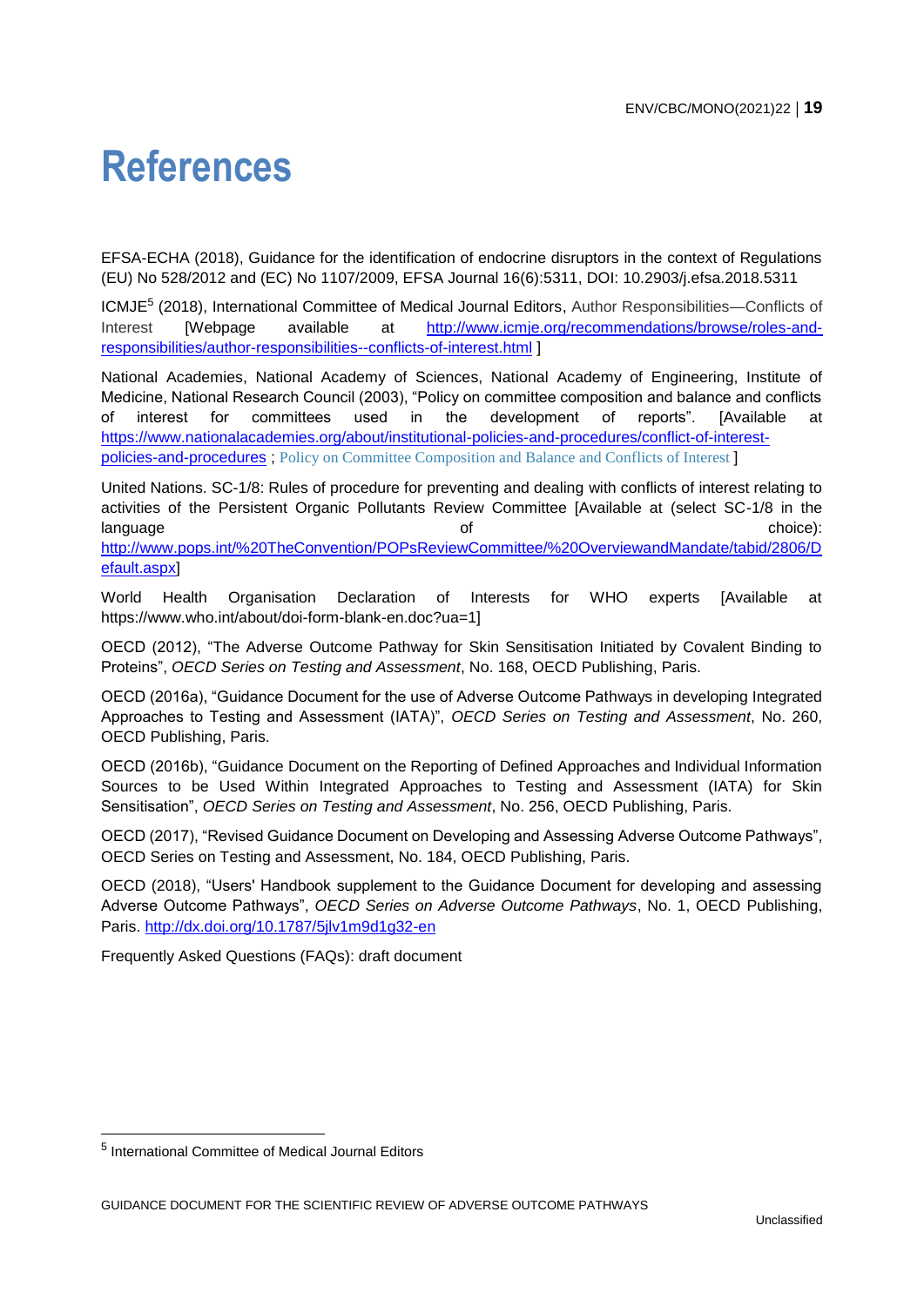# References

EFSA-ECHA (2018), Guidance for the identification of endocrine disruptors in the context of Regulations (EU) No 528/2012 and (EC) No 1107/2009, EFSA Journal 16(6):5311, DOI: 10.2903/j.efsa.2018.5311

ICMJE[5] (2018), International Committee of Medical Journal Editors, Author Responsibilities—Conflicts of Interest [Webpage available at http://www.icmje.org/recommendations/browse/roles-and-responsibilities/author-responsibilities--conflicts-of-interest.html ]

National Academies, National Academy of Sciences, National Academy of Engineering, Institute of Medicine, National Research Council (2003), "Policy on committee composition and balance and conflicts of interest for committees used in the development of reports". [Available at https://www.nationalacademies.org/about/institutional-policies-and-procedures/conflict-of-interest-policies-and-procedures ; Policy on Committee Composition and Balance and Conflicts of Interest ]

United Nations. SC-1/8: Rules of procedure for preventing and dealing with conflicts of interest relating to activities of the Persistent Organic Pollutants Review Committee [Available at (select SC-1/8 in the language of choice): http://www.pops.int/%20TheConvention/POPsReviewCommittee/%20OverviewandMandate/tabid/2806/Default.aspx]

World Health Organisation Declaration of Interests for WHO experts [Available at https://www.who.int/about/doi-form-blank-en.doc?ua=1]

OECD (2012), "The Adverse Outcome Pathway for Skin Sensitisation Initiated by Covalent Binding to Proteins", *OECD Series on Testing and Assessment*, No. 168, OECD Publishing, Paris.

OECD (2016a), "Guidance Document for the use of Adverse Outcome Pathways in developing Integrated Approaches to Testing and Assessment (IATA)", *OECD Series on Testing and Assessment*, No. 260, OECD Publishing, Paris.

OECD (2016b), "Guidance Document on the Reporting of Defined Approaches and Individual Information Sources to be Used Within Integrated Approaches to Testing and Assessment (IATA) for Skin Sensitisation", *OECD Series on Testing and Assessment*, No. 256, OECD Publishing, Paris.

OECD (2017), "Revised Guidance Document on Developing and Assessing Adverse Outcome Pathways", OECD Series on Testing and Assessment, No. 184, OECD Publishing, Paris.

OECD (2018), "Users' Handbook supplement to the Guidance Document for developing and assessing Adverse Outcome Pathways", *OECD Series on Adverse Outcome Pathways*, No. 1, OECD Publishing, Paris. http://dx.doi.org/10.1787/5jlv1m9d1g32-en

Frequently Asked Questions (FAQs): draft document

---

[5] International Committee of Medical Journal Editors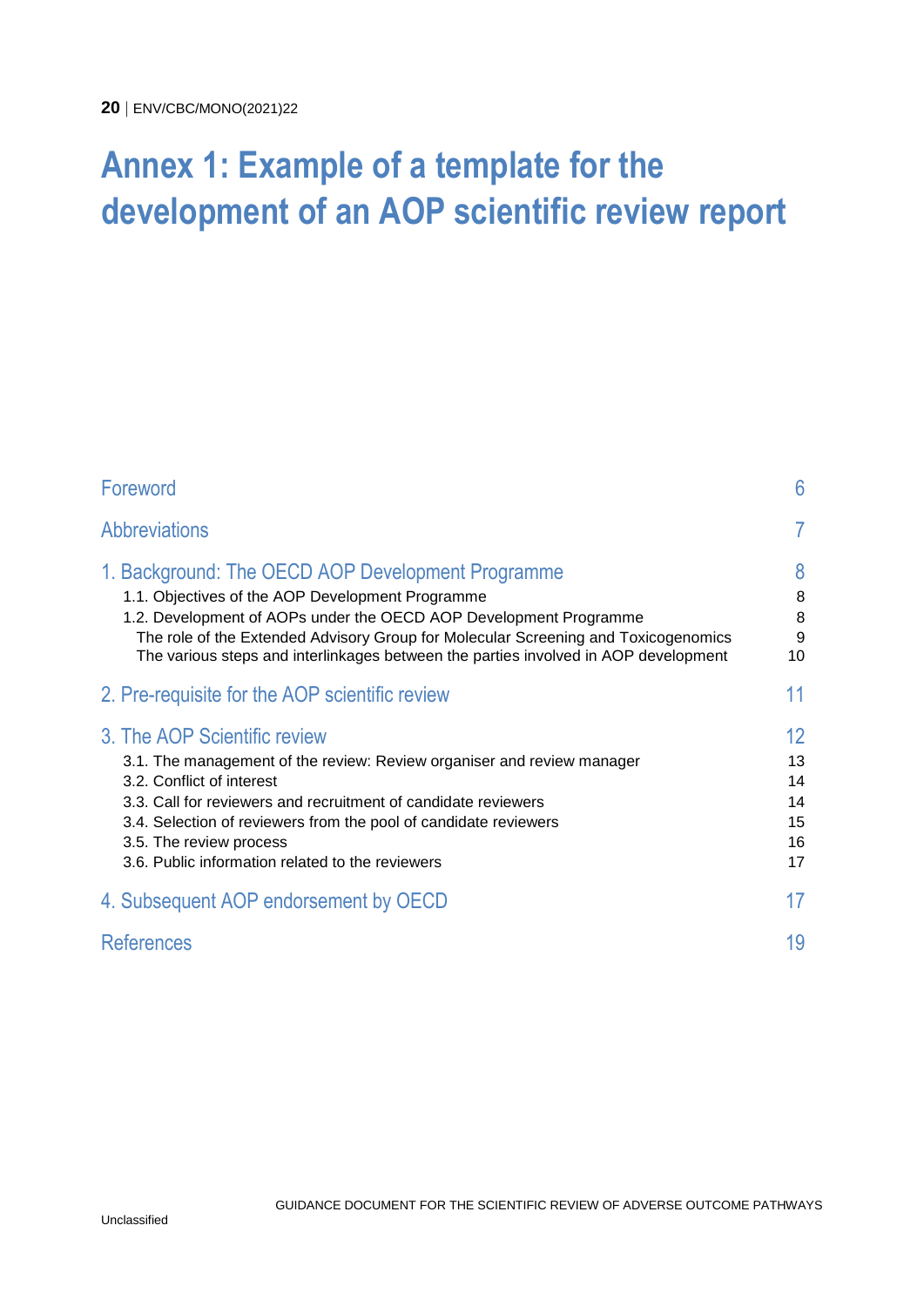# Annex 1: Example of a template for the development of an AOP scientific review report

| | |
|---|---|
| Foreword | 6 |
| Abbreviations | 7 |
| 1. Background: The OECD AOP Development Programme | 8 |
| 1.1. Objectives of the AOP Development Programme | 8 |
| 1.2. Development of AOPs under the OECD AOP Development Programme | 8 |
| The role of the Extended Advisory Group for Molecular Screening and Toxicogenomics | 9 |
| The various steps and interlinkages between the parties involved in AOP development | 10 |
| 2. Pre-requisite for the AOP scientific review | 11 |
| 3. The AOP Scientific review | 12 |
| 3.1. The management of the review: Review organiser and review manager | 13 |
| 3.2. Conflict of interest | 14 |
| 3.3. Call for reviewers and recruitment of candidate reviewers | 14 |
| 3.4. Selection of reviewers from the pool of candidate reviewers | 15 |
| 3.5. The review process | 16 |
| 3.6. Public information related to the reviewers | 17 |
| 4. Subsequent AOP endorsement by OECD | 17 |
| References | 19 |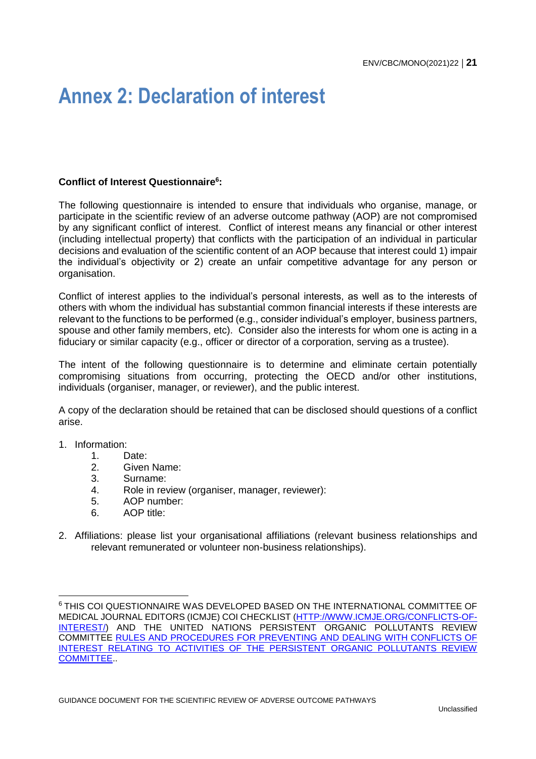# Annex 2: Declaration of interest

**Conflict of Interest Questionnaire[6]:**

The following questionnaire is intended to ensure that individuals who organise, manage, or participate in the scientific review of an adverse outcome pathway (AOP) are not compromised by any significant conflict of interest. Conflict of interest means any financial or other interest (including intellectual property) that conflicts with the participation of an individual in particular decisions and evaluation of the scientific content of an AOP because that interest could 1) impair the individual's objectivity or 2) create an unfair competitive advantage for any person or organisation.

Conflict of interest applies to the individual's personal interests, as well as to the interests of others with whom the individual has substantial common financial interests if these interests are relevant to the functions to be performed (e.g., consider individual's employer, business partners, spouse and other family members, etc). Consider also the interests for whom one is acting in a fiduciary or similar capacity (e.g., officer or director of a corporation, serving as a trustee).

The intent of the following questionnaire is to determine and eliminate certain potentially compromising situations from occurring, protecting the OECD and/or other institutions, individuals (organiser, manager, or reviewer), and the public interest.

A copy of the declaration should be retained that can be disclosed should questions of a conflict arise.

1. Information:
    1. Date:
    2. Given Name:
    3. Surname:
    4. Role in review (organiser, manager, reviewer):
    5. AOP number:
    6. AOP title:
2. Affiliations: please list your organisational affiliations (relevant business relationships and relevant remunerated or volunteer non-business relationships).

[6] THIS COI QUESTIONNAIRE WAS DEVELOPED BASED ON THE INTERNATIONAL COMMITTEE OF MEDICAL JOURNAL EDITORS (ICMJE) COI CHECKLIST (HTTP://WWW.ICMJE.ORG/CONFLICTS-OF-INTEREST/) AND THE UNITED NATIONS PERSISTENT ORGANIC POLLUTANTS REVIEW COMMITTEE RULES AND PROCEDURES FOR PREVENTING AND DEALING WITH CONFLICTS OF INTEREST RELATING TO ACTIVITIES OF THE PERSISTENT ORGANIC POLLUTANTS REVIEW COMMITTEE..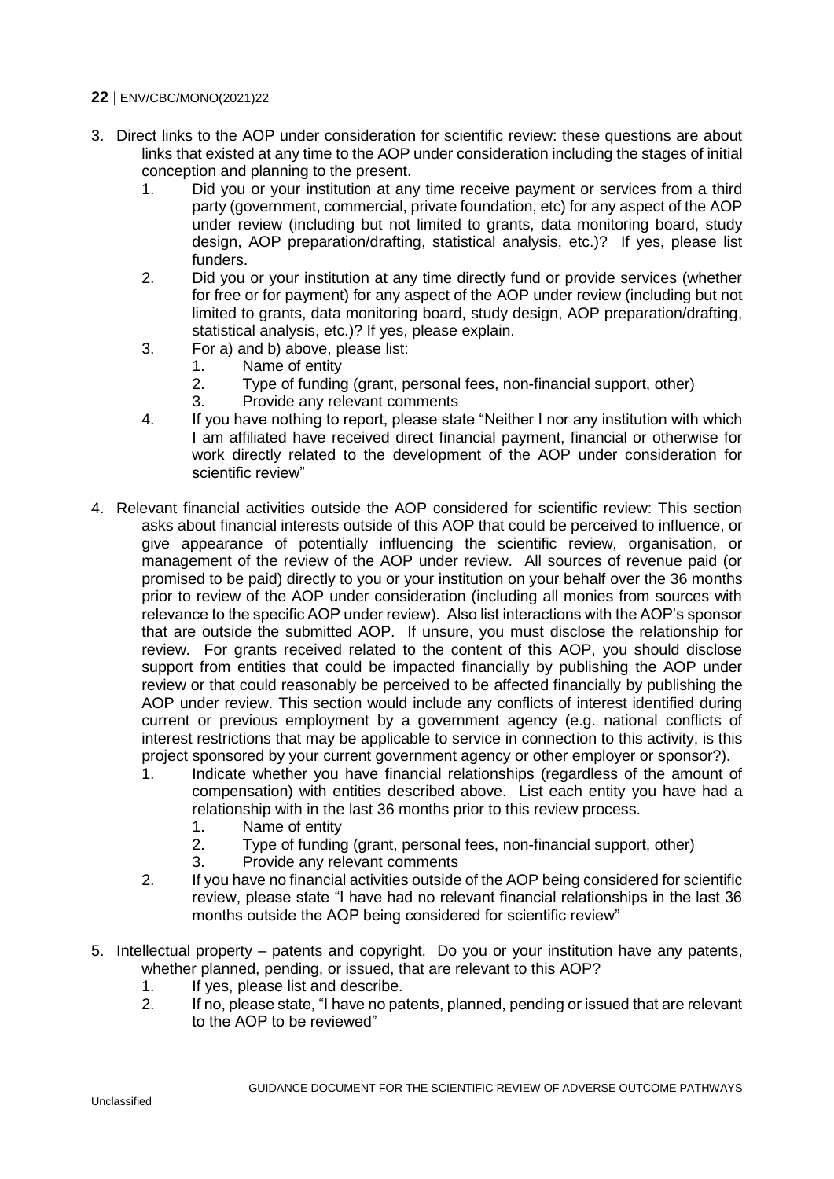3. Direct links to the AOP under consideration for scientific review: these questions are about links that existed at any time to the AOP under consideration including the stages of initial conception and planning to the present.
    1. Did you or your institution at any time receive payment or services from a third party (government, commercial, private foundation, etc) for any aspect of the AOP under review (including but not limited to grants, data monitoring board, study design, AOP preparation/drafting, statistical analysis, etc.)? If yes, please list funders.
    2. Did you or your institution at any time directly fund or provide services (whether for free or for payment) for any aspect of the AOP under review (including but not limited to grants, data monitoring board, study design, AOP preparation/drafting, statistical analysis, etc.)? If yes, please explain.
    3. For a) and b) above, please list:
        1. Name of entity
        2. Type of funding (grant, personal fees, non-financial support, other)
        3. Provide any relevant comments
    4. If you have nothing to report, please state "Neither I nor any institution with which I am affiliated have received direct financial payment, financial or otherwise for work directly related to the development of the AOP under consideration for scientific review"

4. Relevant financial activities outside the AOP considered for scientific review: This section asks about financial interests outside of this AOP that could be perceived to influence, or give appearance of potentially influencing the scientific review, organisation, or management of the review of the AOP under review. All sources of revenue paid (or promised to be paid) directly to you or your institution on your behalf over the 36 months prior to review of the AOP under consideration (including all monies from sources with relevance to the specific AOP under review). Also list interactions with the AOP's sponsor that are outside the submitted AOP. If unsure, you must disclose the relationship for review. For grants received related to the content of this AOP, you should disclose support from entities that could be impacted financially by publishing the AOP under review or that could reasonably be perceived to be affected financially by publishing the AOP under review. This section would include any conflicts of interest identified during current or previous employment by a government agency (e.g. national conflicts of interest restrictions that may be applicable to service in connection to this activity, is this project sponsored by your current government agency or other employer or sponsor?).
    1. Indicate whether you have financial relationships (regardless of the amount of compensation) with entities described above. List each entity you have had a relationship with in the last 36 months prior to this review process.
        1. Name of entity
        2. Type of funding (grant, personal fees, non-financial support, other)
        3. Provide any relevant comments
    2. If you have no financial activities outside of the AOP being considered for scientific review, please state "I have had no relevant financial relationships in the last 36 months outside the AOP being considered for scientific review"

5. Intellectual property – patents and copyright. Do you or your institution have any patents, whether planned, pending, or issued, that are relevant to this AOP?
    1. If yes, please list and describe.
    2. If no, please state, "I have no patents, planned, pending or issued that are relevant to the AOP to be reviewed"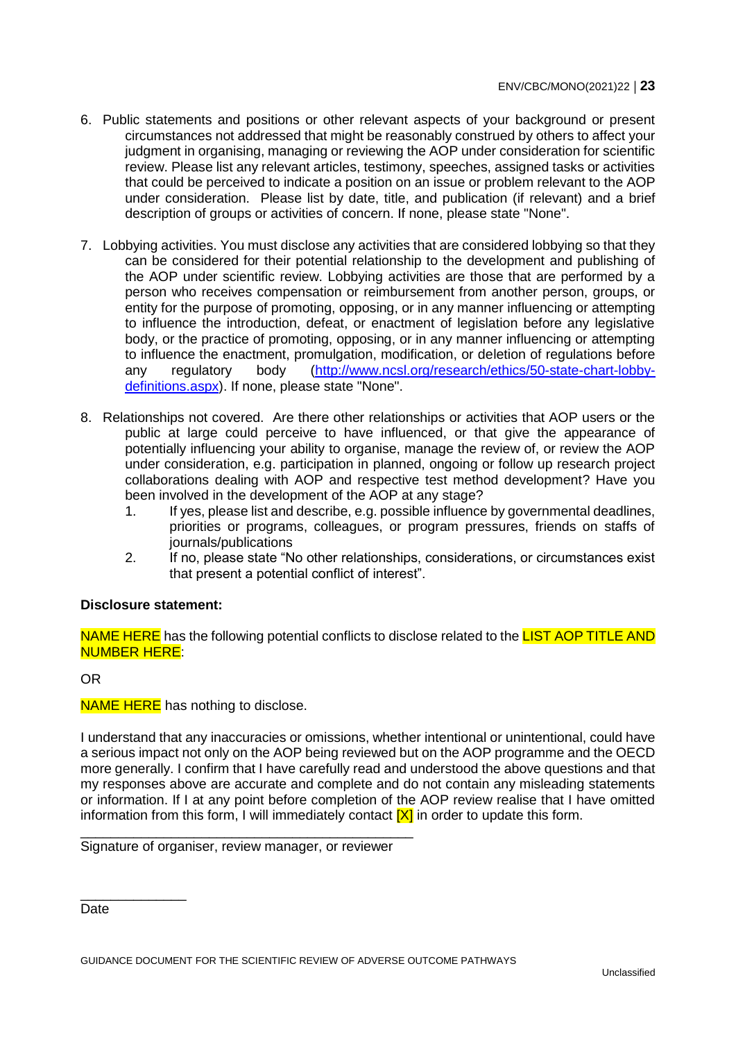6. Public statements and positions or other relevant aspects of your background or present circumstances not addressed that might be reasonably construed by others to affect your judgment in organising, managing or reviewing the AOP under consideration for scientific review. Please list any relevant articles, testimony, speeches, assigned tasks or activities that could be perceived to indicate a position on an issue or problem relevant to the AOP under consideration. Please list by date, title, and publication (if relevant) and a brief description of groups or activities of concern. If none, please state "None".

7. Lobbying activities. You must disclose any activities that are considered lobbying so that they can be considered for their potential relationship to the development and publishing of the AOP under scientific review. Lobbying activities are those that are performed by a person who receives compensation or reimbursement from another person, groups, or entity for the purpose of promoting, opposing, or in any manner influencing or attempting to influence the introduction, defeat, or enactment of legislation before any legislative body, or the practice of promoting, opposing, or in any manner influencing or attempting to influence the enactment, promulgation, modification, or deletion of regulations before any regulatory body (http://www.ncsl.org/research/ethics/50-state-chart-lobby-definitions.aspx). If none, please state "None".

8. Relationships not covered. Are there other relationships or activities that AOP users or the public at large could perceive to have influenced, or that give the appearance of potentially influencing your ability to organise, manage the review of, or review the AOP under consideration, e.g. participation in planned, ongoing or follow up research project collaborations dealing with AOP and respective test method development? Have you been involved in the development of the AOP at any stage?
   1. If yes, please list and describe, e.g. possible influence by governmental deadlines, priorities or programs, colleagues, or program pressures, friends on staffs of journals/publications
   2. If no, please state "No other relationships, considerations, or circumstances exist that present a potential conflict of interest".

**Disclosure statement:**

NAME HERE has the following potential conflicts to disclose related to the LIST AOP TITLE AND NUMBER HERE:

OR

NAME HERE has nothing to disclose.

I understand that any inaccuracies or omissions, whether intentional or unintentional, could have a serious impact not only on the AOP being reviewed but on the AOP programme and the OECD more generally. I confirm that I have carefully read and understood the above questions and that my responses above are accurate and complete and do not contain any misleading statements or information. If I at any point before completion of the AOP review realise that I have omitted information from this form, I will immediately contact [X] in order to update this form.

_____________________________________________

Signature of organiser, review manager, or reviewer

______________

Date